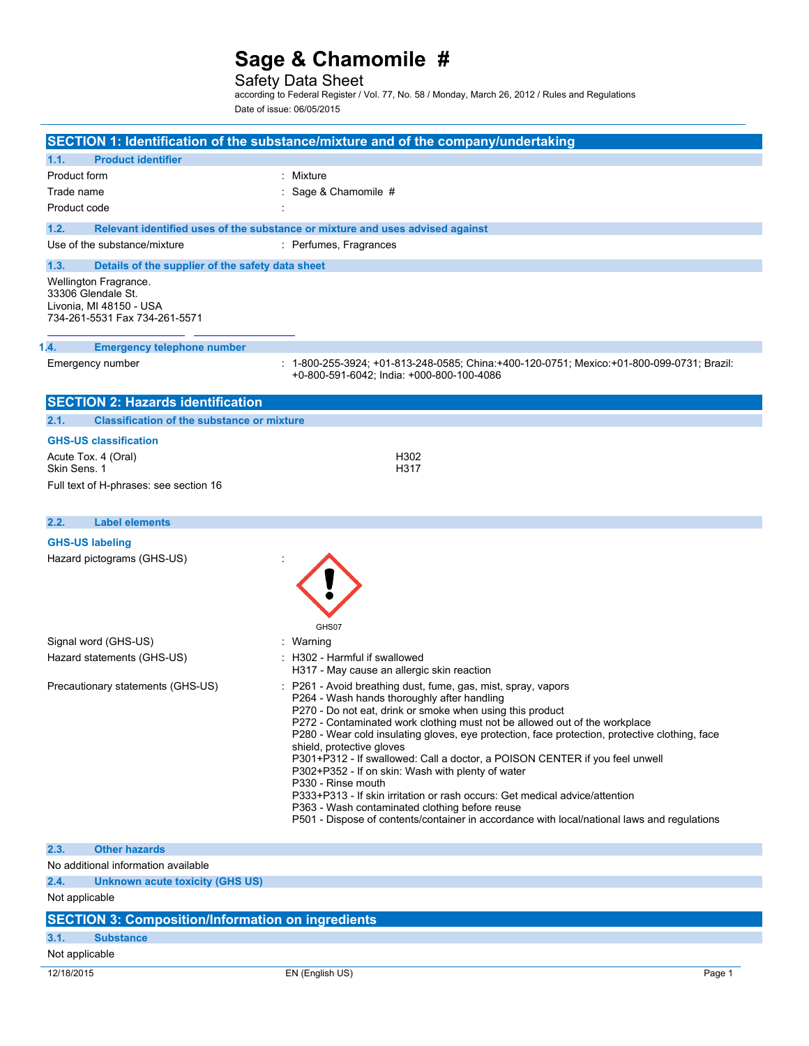# Sage & Chamomile #

Safety Data Sheet

according to Federal Register / Vol. 77, No. 58 / Monday, March 26, 2012 / Rules and Regulations

Date of issue: 06/05/2015

## SECTION 1: Identification of the substance/mixture and of the company/undertaking

### 1.1. Product identifier

| | |
|---|---|
| Product form | : Mixture |
| Trade name | : Sage & Chamomile # |
| Product code | : |

### 1.2. Relevant identified uses of the substance or mixture and uses advised against

| | |
|---|---|
| Use of the substance/mixture | : Perfumes, Fragrances |

### 1.3. Details of the supplier of the safety data sheet

Wellington Fragrance.
33306 Glendale St.
Livonia, MI 48150 - USA
734-261-5531 Fax 734-261-5571

### 1.4. Emergency telephone number

| | |
|---|---|
| Emergency number | : 1-800-255-3924; +01-813-248-0585; China:+400-120-0751; Mexico:+01-800-099-0731; Brazil: +0-800-591-6042; India: +000-800-100-4086 |

## SECTION 2: Hazards identification

### 2.1. Classification of the substance or mixture

**GHS-US classification**

| | |
|---|---|
| Acute Tox. 4 (Oral) | H302 |
| Skin Sens. 1 | H317 |

Full text of H-phrases: see section 16

### 2.2. Label elements

**GHS-US labeling**

Hazard pictograms (GHS-US) :

GHS07

Signal word (GHS-US) : Warning

Hazard statements (GHS-US) :
H302 - Harmful if swallowed
H317 - May cause an allergic skin reaction

Precautionary statements (GHS-US) :
P261 - Avoid breathing dust, fume, gas, mist, spray, vapors
P264 - Wash hands thoroughly after handling
P270 - Do not eat, drink or smoke when using this product
P272 - Contaminated work clothing must not be allowed out of the workplace
P280 - Wear cold insulating gloves, eye protection, face protection, protective clothing, face shield, protective gloves
P301+P312 - If swallowed: Call a doctor, a POISON CENTER if you feel unwell
P302+P352 - If on skin: Wash with plenty of water
P330 - Rinse mouth
P333+P313 - If skin irritation or rash occurs: Get medical advice/attention
P363 - Wash contaminated clothing before reuse
P501 - Dispose of contents/container in accordance with local/national laws and regulations

### 2.3. Other hazards

No additional information available

### 2.4. Unknown acute toxicity (GHS US)

Not applicable

## SECTION 3: Composition/Information on ingredients

### 3.1. Substance

Not applicable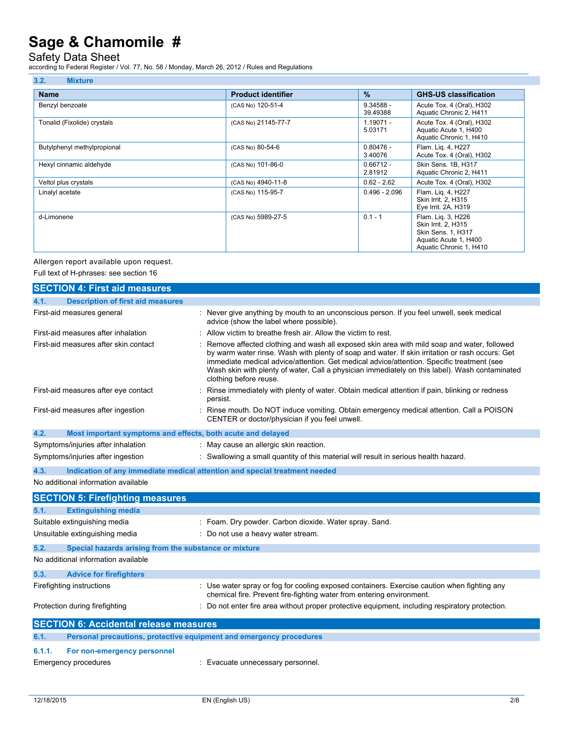### 3.2. Mixture

| Name | Product identifier | % | GHS-US classification |
|---|---|---|---|
| Benzyl benzoate | (CAS No) 120-51-4 | 9.34588 - 39.49388 | Acute Tox. 4 (Oral), H302<br>Aquatic Chronic 2, H411 |
| Tonalid (Fixolide) crystals | (CAS No) 21145-77-7 | 1.19071 - 5.03171 | Acute Tox. 4 (Oral), H302<br>Aquatic Acute 1, H400<br>Aquatic Chronic 1, H410 |
| Butylphenyl methylpropional | (CAS No) 80-54-6 | 0.80476 - 3.40076 | Flam. Liq. 4, H227<br>Acute Tox. 4 (Oral), H302 |
| Hexyl cinnamic aldehyde | (CAS No) 101-86-0 | 0.66712 - 2.81912 | Skin Sens. 1B, H317<br>Aquatic Chronic 2, H411 |
| Veltol plus crystals | (CAS No) 4940-11-8 | 0.62 - 2.62 | Acute Tox. 4 (Oral), H302 |
| Linalyl acetate | (CAS No) 115-95-7 | 0.496 - 2.096 | Flam. Liq. 4, H227<br>Skin Irrit. 2, H315<br>Eye Irrit. 2A, H319 |
| d-Limonene | (CAS No) 5989-27-5 | 0.1 - 1 | Flam. Liq. 3, H226<br>Skin Irrit. 2, H315<br>Skin Sens. 1, H317<br>Aquatic Acute 1, H400<br>Aquatic Chronic 1, H410 |

Allergen report available upon request.

Full text of H-phrases: see section 16

## SECTION 4: First aid measures

### 4.1. Description of first aid measures

First-aid measures general : Never give anything by mouth to an unconscious person. If you feel unwell, seek medical advice (show the label where possible).

First-aid measures after inhalation : Allow victim to breathe fresh air. Allow the victim to rest.

First-aid measures after skin contact : Remove affected clothing and wash all exposed skin area with mild soap and water, followed by warm water rinse. Wash with plenty of soap and water. If skin irritation or rash occurs: Get immediate medical advice/attention. Get medical advice/attention. Specific treatment (see Wash skin with plenty of water, Call a physician immediately on this label). Wash contaminated clothing before reuse.

First-aid measures after eye contact : Rinse immediately with plenty of water. Obtain medical attention if pain, blinking or redness persist.

First-aid measures after ingestion : Rinse mouth. Do NOT induce vomiting. Obtain emergency medical attention. Call a POISON CENTER or doctor/physician if you feel unwell.

### 4.2. Most important symptoms and effects, both acute and delayed

Symptoms/injuries after inhalation : May cause an allergic skin reaction.

Symptoms/injuries after ingestion : Swallowing a small quantity of this material will result in serious health hazard.

### 4.3. Indication of any immediate medical attention and special treatment needed

No additional information available

## SECTION 5: Firefighting measures

### 5.1. Extinguishing media

Suitable extinguishing media : Foam. Dry powder. Carbon dioxide. Water spray. Sand.

Unsuitable extinguishing media : Do not use a heavy water stream.

### 5.2. Special hazards arising from the substance or mixture

No additional information available

### 5.3. Advice for firefighters

Firefighting instructions : Use water spray or fog for cooling exposed containers. Exercise caution when fighting any chemical fire. Prevent fire-fighting water from entering environment.

Protection during firefighting : Do not enter fire area without proper protective equipment, including respiratory protection.

## SECTION 6: Accidental release measures

### 6.1. Personal precautions, protective equipment and emergency procedures

#### 6.1.1. For non-emergency personnel

Emergency procedures : Evacuate unnecessary personnel.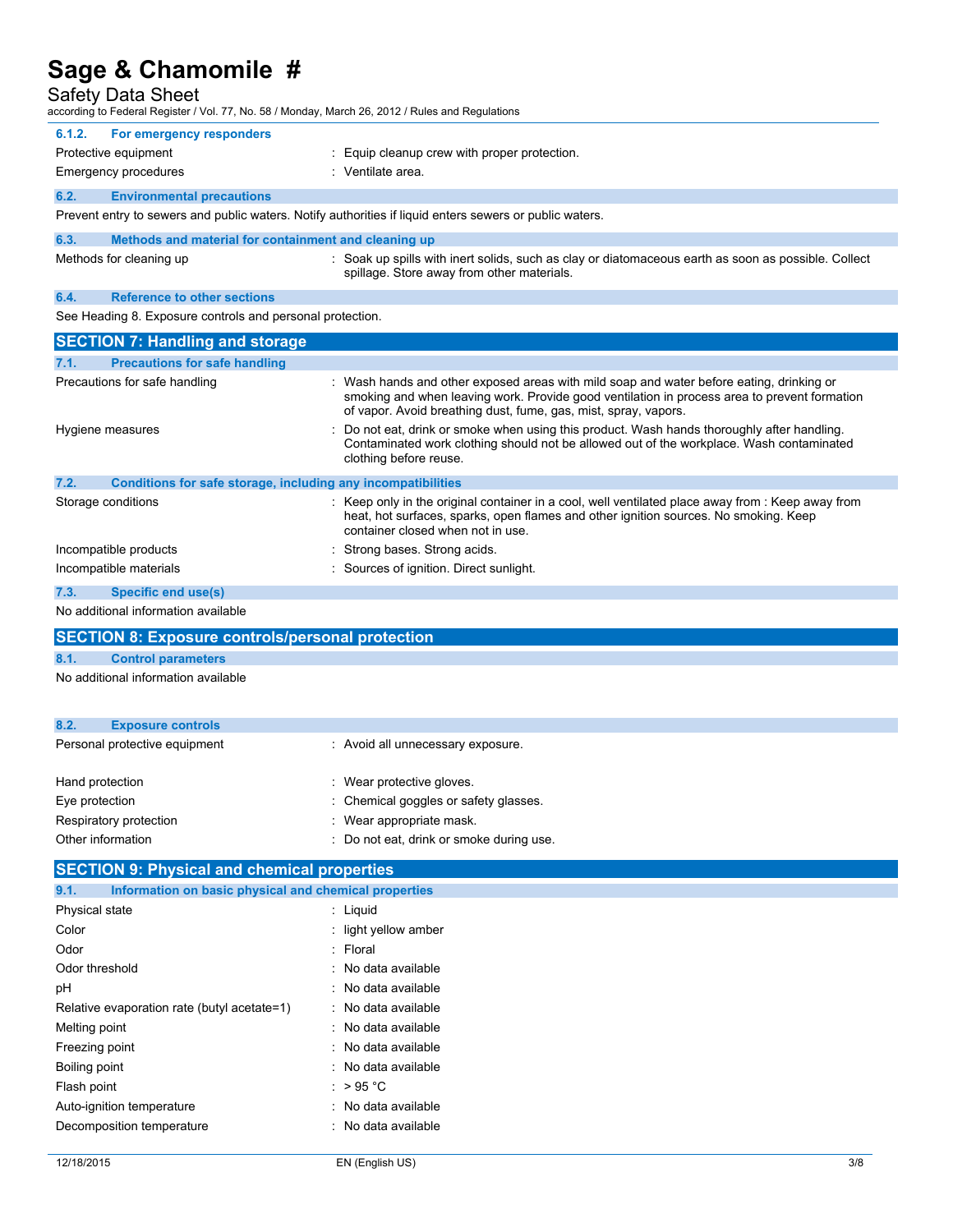#### 6.1.2. For emergency responders

Protective equipment : Equip cleanup crew with proper protection.

Emergency procedures : Ventilate area.

### 6.2. Environmental precautions

Prevent entry to sewers and public waters. Notify authorities if liquid enters sewers or public waters.

### 6.3. Methods and material for containment and cleaning up

Methods for cleaning up : Soak up spills with inert solids, such as clay or diatomaceous earth as soon as possible. Collect spillage. Store away from other materials.

### 6.4. Reference to other sections

See Heading 8. Exposure controls and personal protection.

## SECTION 7: Handling and storage

### 7.1. Precautions for safe handling

Precautions for safe handling : Wash hands and other exposed areas with mild soap and water before eating, drinking or smoking and when leaving work. Provide good ventilation in process area to prevent formation of vapor. Avoid breathing dust, fume, gas, mist, spray, vapors.

Hygiene measures : Do not eat, drink or smoke when using this product. Wash hands thoroughly after handling. Contaminated work clothing should not be allowed out of the workplace. Wash contaminated clothing before reuse.

### 7.2. Conditions for safe storage, including any incompatibilities

Storage conditions : Keep only in the original container in a cool, well ventilated place away from : Keep away from heat, hot surfaces, sparks, open flames and other ignition sources. No smoking. Keep container closed when not in use.

Incompatible products : Strong bases. Strong acids.

Incompatible materials : Sources of ignition. Direct sunlight.

### 7.3. Specific end use(s)

No additional information available

## SECTION 8: Exposure controls/personal protection

### 8.1. Control parameters

No additional information available

### 8.2. Exposure controls

Personal protective equipment : Avoid all unnecessary exposure.

Hand protection : Wear protective gloves.

Eye protection : Chemical goggles or safety glasses.

Respiratory protection : Wear appropriate mask.

Other information : Do not eat, drink or smoke during use.

## SECTION 9: Physical and chemical properties

### 9.1. Information on basic physical and chemical properties

| Property | Value |
|---|---|
| Physical state | Liquid |
| Color | light yellow amber |
| Odor | Floral |
| Odor threshold | No data available |
| pH | No data available |
| Relative evaporation rate (butyl acetate=1) | No data available |
| Melting point | No data available |
| Freezing point | No data available |
| Boiling point | No data available |
| Flash point | > 95 °C |
| Auto-ignition temperature | No data available |
| Decomposition temperature | No data available |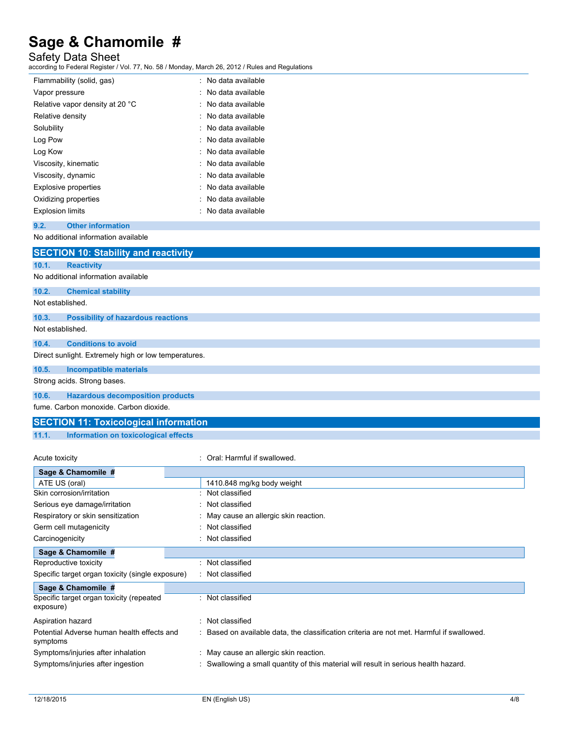| | |
|---|---|
| Flammability (solid, gas) | : No data available |
| Vapor pressure | : No data available |
| Relative vapor density at 20 °C | : No data available |
| Relative density | : No data available |
| Solubility | : No data available |
| Log Pow | : No data available |
| Log Kow | : No data available |
| Viscosity, kinematic | : No data available |
| Viscosity, dynamic | : No data available |
| Explosive properties | : No data available |
| Oxidizing properties | : No data available |
| Explosion limits | : No data available |

### 9.2. Other information

No additional information available

## SECTION 10: Stability and reactivity

### 10.1. Reactivity

No additional information available

### 10.2. Chemical stability

Not established.

### 10.3. Possibility of hazardous reactions

Not established.

### 10.4. Conditions to avoid

Direct sunlight. Extremely high or low temperatures.

### 10.5. Incompatible materials

Strong acids. Strong bases.

### 10.6. Hazardous decomposition products

fume. Carbon monoxide. Carbon dioxide.

## SECTION 11: Toxicological information

### 11.1. Information on toxicological effects

Acute toxicity : Oral: Harmful if swallowed.

| Sage & Chamomile # | |
|---|---|
| ATE US (oral) | 1410.848 mg/kg body weight |

| | |
|---|---|
| Skin corrosion/irritation | : Not classified |
| Serious eye damage/irritation | : Not classified |
| Respiratory or skin sensitization | : May cause an allergic skin reaction. |
| Germ cell mutagenicity | : Not classified |
| Carcinogenicity | : Not classified |

**Sage & Chamomile #**

| | |
|---|---|
| Reproductive toxicity | : Not classified |
| Specific target organ toxicity (single exposure) | : Not classified |

**Sage & Chamomile #**

| | |
|---|---|
| Specific target organ toxicity (repeated exposure) | : Not classified |
| Aspiration hazard | : Not classified |
| Potential Adverse human health effects and symptoms | : Based on available data, the classification criteria are not met. Harmful if swallowed. |
| Symptoms/injuries after inhalation | : May cause an allergic skin reaction. |
| Symptoms/injuries after ingestion | : Swallowing a small quantity of this material will result in serious health hazard. |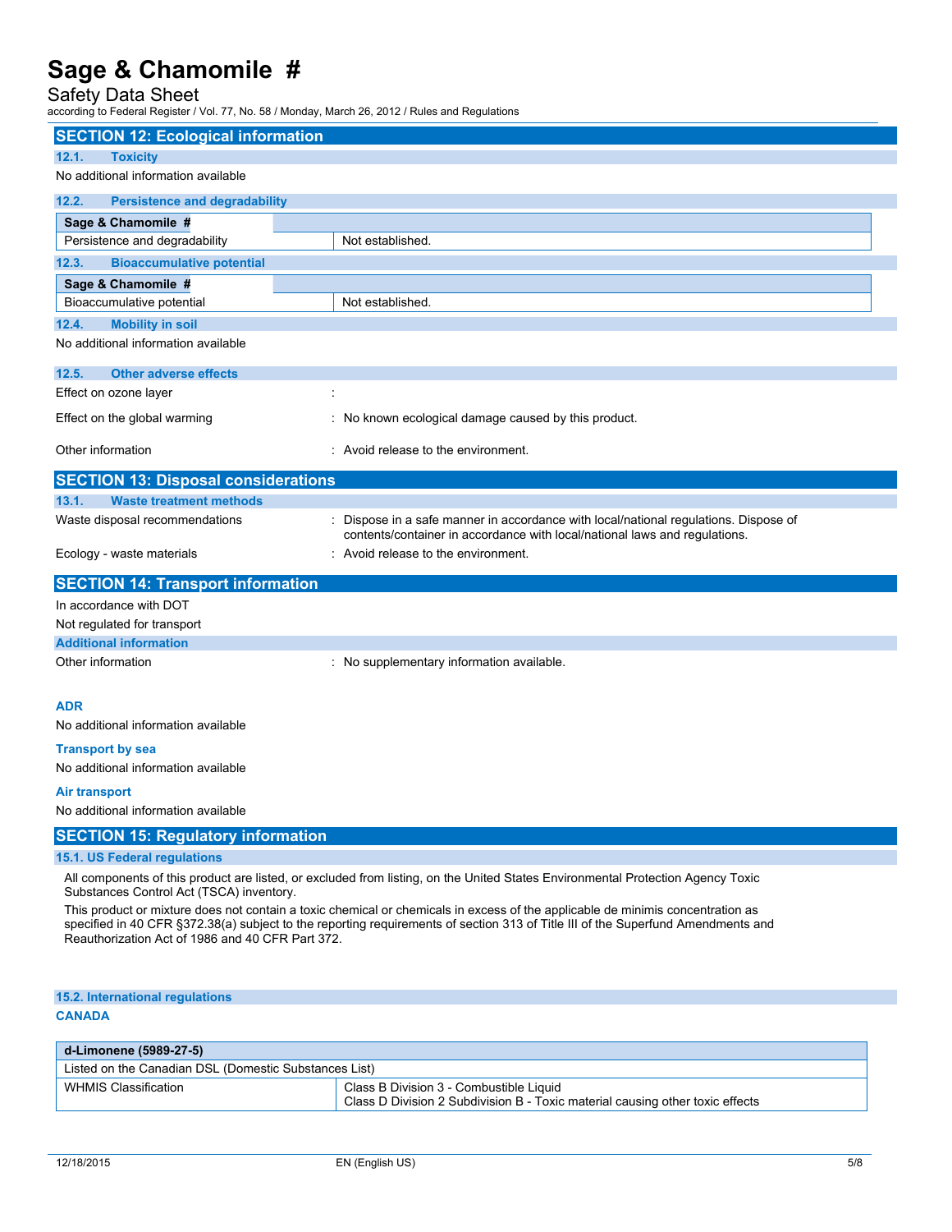## SECTION 12: Ecological information

### 12.1. Toxicity

No additional information available

### 12.2. Persistence and degradability

| Sage & Chamomile # | |
|---|---|
| Persistence and degradability | Not established. |

### 12.3. Bioaccumulative potential

| Sage & Chamomile # | |
|---|---|
| Bioaccumulative potential | Not established. |

### 12.4. Mobility in soil

No additional information available

### 12.5. Other adverse effects

Effect on ozone layer :

Effect on the global warming : No known ecological damage caused by this product.

Other information : Avoid release to the environment.

## SECTION 13: Disposal considerations

### 13.1. Waste treatment methods

Waste disposal recommendations : Dispose in a safe manner in accordance with local/national regulations. Dispose of contents/container in accordance with local/national laws and regulations.

Ecology - waste materials : Avoid release to the environment.

## SECTION 14: Transport information

In accordance with DOT

Not regulated for transport

### Additional information

Other information : No supplementary information available.

**ADR**

No additional information available

**Transport by sea**

No additional information available

**Air transport**

No additional information available

## SECTION 15: Regulatory information

### 15.1. US Federal regulations

All components of this product are listed, or excluded from listing, on the United States Environmental Protection Agency Toxic Substances Control Act (TSCA) inventory.

This product or mixture does not contain a toxic chemical or chemicals in excess of the applicable de minimis concentration as specified in 40 CFR §372.38(a) subject to the reporting requirements of section 313 of Title III of the Superfund Amendments and Reauthorization Act of 1986 and 40 CFR Part 372.

### 15.2. International regulations

**CANADA**

| d-Limonene (5989-27-5) | |
|---|---|
| Listed on the Canadian DSL (Domestic Substances List) | |
| WHMIS Classification | Class B Division 3 - Combustible Liquid<br>Class D Division 2 Subdivision B - Toxic material causing other toxic effects |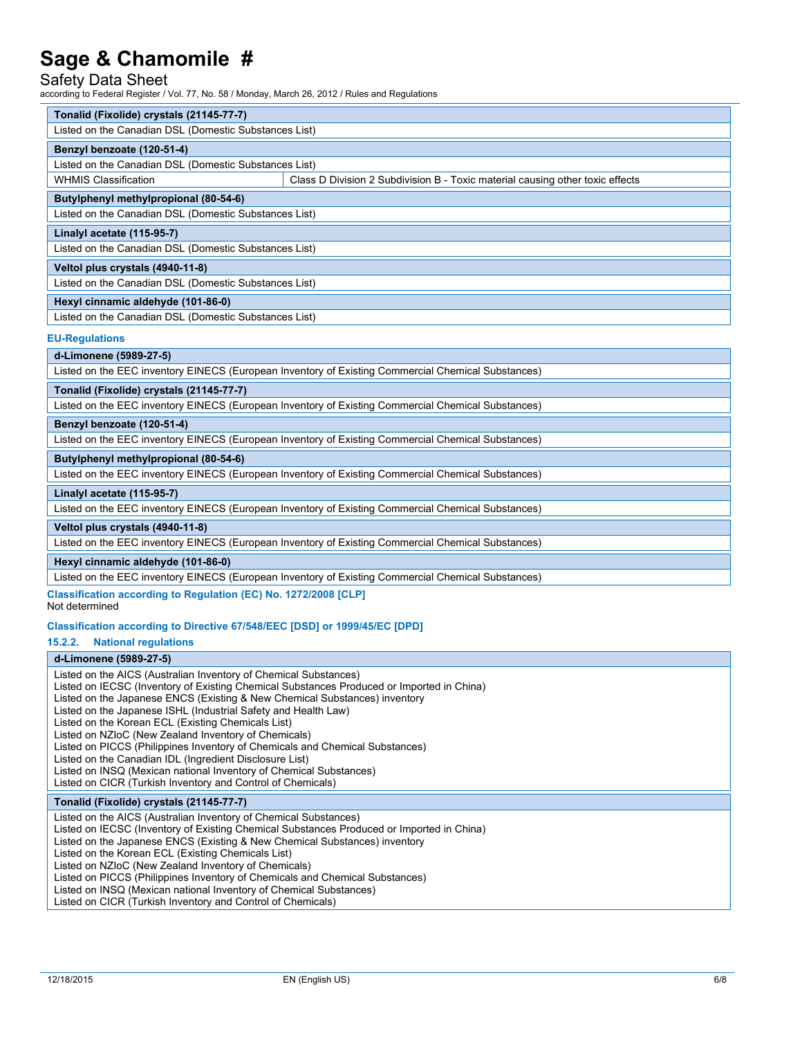| Tonalid (Fixolide) crystals (21145-77-7) | |
|---|---|
| Listed on the Canadian DSL (Domestic Substances List) | |

| Benzyl benzoate (120-51-4) | |
|---|---|
| Listed on the Canadian DSL (Domestic Substances List) | |
| WHMIS Classification | Class D Division 2 Subdivision B - Toxic material causing other toxic effects |

| Butylphenyl methylpropional (80-54-6) |
|---|
| Listed on the Canadian DSL (Domestic Substances List) |

| Linalyl acetate (115-95-7) |
|---|
| Listed on the Canadian DSL (Domestic Substances List) |

| Veltol plus crystals (4940-11-8) |
|---|
| Listed on the Canadian DSL (Domestic Substances List) |

| Hexyl cinnamic aldehyde (101-86-0) |
|---|
| Listed on the Canadian DSL (Domestic Substances List) |

### EU-Regulations

| d-Limonene (5989-27-5) |
|---|
| Listed on the EEC inventory EINECS (European Inventory of Existing Commercial Chemical Substances) |

| Tonalid (Fixolide) crystals (21145-77-7) |
|---|
| Listed on the EEC inventory EINECS (European Inventory of Existing Commercial Chemical Substances) |

| Benzyl benzoate (120-51-4) |
|---|
| Listed on the EEC inventory EINECS (European Inventory of Existing Commercial Chemical Substances) |

| Butylphenyl methylpropional (80-54-6) |
|---|
| Listed on the EEC inventory EINECS (European Inventory of Existing Commercial Chemical Substances) |

| Linalyl acetate (115-95-7) |
|---|
| Listed on the EEC inventory EINECS (European Inventory of Existing Commercial Chemical Substances) |

| Veltol plus crystals (4940-11-8) |
|---|
| Listed on the EEC inventory EINECS (European Inventory of Existing Commercial Chemical Substances) |

| Hexyl cinnamic aldehyde (101-86-0) |
|---|
| Listed on the EEC inventory EINECS (European Inventory of Existing Commercial Chemical Substances) |

### Classification according to Regulation (EC) No. 1272/2008 [CLP]

Not determined

### Classification according to Directive 67/548/EEC [DSD] or 1999/45/EC [DPD]

### 15.2.2. National regulations

| d-Limonene (5989-27-5) |
|---|
| Listed on the AICS (Australian Inventory of Chemical Substances)<br>Listed on IECSC (Inventory of Existing Chemical Substances Produced or Imported in China)<br>Listed on the Japanese ENCS (Existing & New Chemical Substances) inventory<br>Listed on the Japanese ISHL (Industrial Safety and Health Law)<br>Listed on the Korean ECL (Existing Chemicals List)<br>Listed on NZIoC (New Zealand Inventory of Chemicals)<br>Listed on PICCS (Philippines Inventory of Chemicals and Chemical Substances)<br>Listed on the Canadian IDL (Ingredient Disclosure List)<br>Listed on INSQ (Mexican national Inventory of Chemical Substances)<br>Listed on CICR (Turkish Inventory and Control of Chemicals) |

| Tonalid (Fixolide) crystals (21145-77-7) |
|---|
| Listed on the AICS (Australian Inventory of Chemical Substances)<br>Listed on IECSC (Inventory of Existing Chemical Substances Produced or Imported in China)<br>Listed on the Japanese ENCS (Existing & New Chemical Substances) inventory<br>Listed on the Korean ECL (Existing Chemicals List)<br>Listed on NZIoC (New Zealand Inventory of Chemicals)<br>Listed on PICCS (Philippines Inventory of Chemicals and Chemical Substances)<br>Listed on INSQ (Mexican national Inventory of Chemical Substances)<br>Listed on CICR (Turkish Inventory and Control of Chemicals) |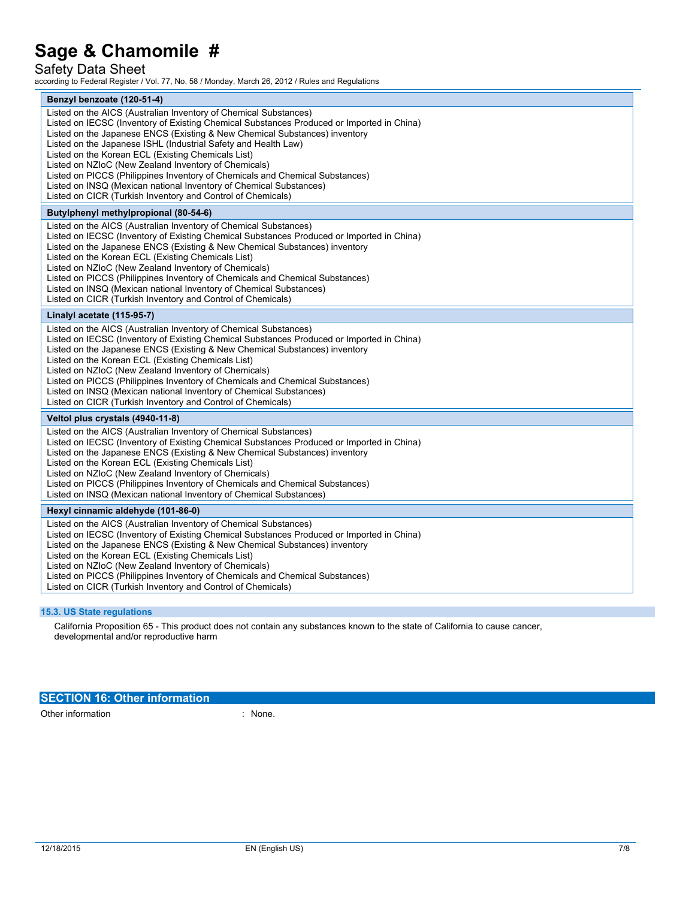| Benzyl benzoate (120-51-4) |
| --- |
| Listed on the AICS (Australian Inventory of Chemical Substances)<br>Listed on IECSC (Inventory of Existing Chemical Substances Produced or Imported in China)<br>Listed on the Japanese ENCS (Existing & New Chemical Substances) inventory<br>Listed on the Japanese ISHL (Industrial Safety and Health Law)<br>Listed on the Korean ECL (Existing Chemicals List)<br>Listed on NZIoC (New Zealand Inventory of Chemicals)<br>Listed on PICCS (Philippines Inventory of Chemicals and Chemical Substances)<br>Listed on INSQ (Mexican national Inventory of Chemical Substances)<br>Listed on CICR (Turkish Inventory and Control of Chemicals) |

| Butylphenyl methylpropional (80-54-6) |
| --- |
| Listed on the AICS (Australian Inventory of Chemical Substances)<br>Listed on IECSC (Inventory of Existing Chemical Substances Produced or Imported in China)<br>Listed on the Japanese ENCS (Existing & New Chemical Substances) inventory<br>Listed on the Korean ECL (Existing Chemicals List)<br>Listed on NZIoC (New Zealand Inventory of Chemicals)<br>Listed on PICCS (Philippines Inventory of Chemicals and Chemical Substances)<br>Listed on INSQ (Mexican national Inventory of Chemical Substances)<br>Listed on CICR (Turkish Inventory and Control of Chemicals) |

| Linalyl acetate (115-95-7) |
| --- |
| Listed on the AICS (Australian Inventory of Chemical Substances)<br>Listed on IECSC (Inventory of Existing Chemical Substances Produced or Imported in China)<br>Listed on the Japanese ENCS (Existing & New Chemical Substances) inventory<br>Listed on the Korean ECL (Existing Chemicals List)<br>Listed on NZIoC (New Zealand Inventory of Chemicals)<br>Listed on PICCS (Philippines Inventory of Chemicals and Chemical Substances)<br>Listed on INSQ (Mexican national Inventory of Chemical Substances)<br>Listed on CICR (Turkish Inventory and Control of Chemicals) |

| Veltol plus crystals (4940-11-8) |
| --- |
| Listed on the AICS (Australian Inventory of Chemical Substances)<br>Listed on IECSC (Inventory of Existing Chemical Substances Produced or Imported in China)<br>Listed on the Japanese ENCS (Existing & New Chemical Substances) inventory<br>Listed on the Korean ECL (Existing Chemicals List)<br>Listed on NZIoC (New Zealand Inventory of Chemicals)<br>Listed on PICCS (Philippines Inventory of Chemicals and Chemical Substances)<br>Listed on INSQ (Mexican national Inventory of Chemical Substances) |

| Hexyl cinnamic aldehyde (101-86-0) |
| --- |
| Listed on the AICS (Australian Inventory of Chemical Substances)<br>Listed on IECSC (Inventory of Existing Chemical Substances Produced or Imported in China)<br>Listed on the Japanese ENCS (Existing & New Chemical Substances) inventory<br>Listed on the Korean ECL (Existing Chemicals List)<br>Listed on NZIoC (New Zealand Inventory of Chemicals)<br>Listed on PICCS (Philippines Inventory of Chemicals and Chemical Substances)<br>Listed on CICR (Turkish Inventory and Control of Chemicals) |

### 15.3. US State regulations

California Proposition 65 - This product does not contain any substances known to the state of California to cause cancer, developmental and/or reproductive harm

## SECTION 16: Other information

Other information : None.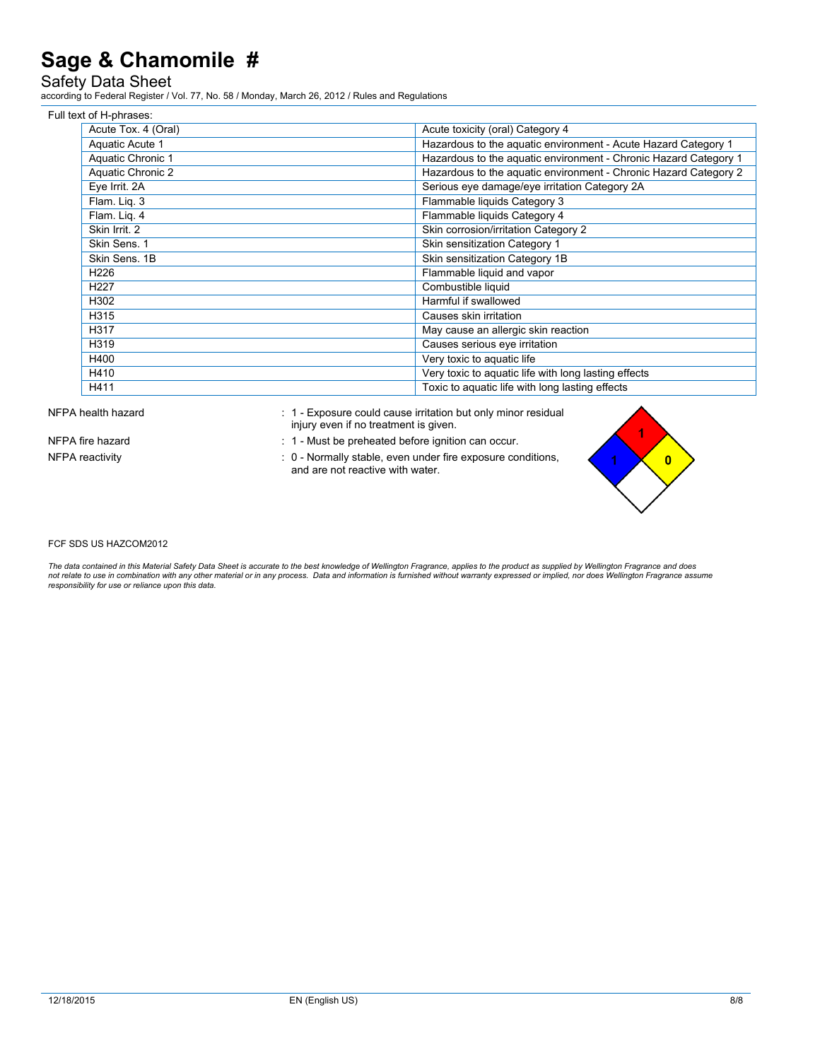# Sage & Chamomile #

Safety Data Sheet

according to Federal Register / Vol. 77, No. 58 / Monday, March 26, 2012 / Rules and Regulations

Full text of H-phrases:

| | |
|---|---|
| Acute Tox. 4 (Oral) | Acute toxicity (oral) Category 4 |
| Aquatic Acute 1 | Hazardous to the aquatic environment - Acute Hazard Category 1 |
| Aquatic Chronic 1 | Hazardous to the aquatic environment - Chronic Hazard Category 1 |
| Aquatic Chronic 2 | Hazardous to the aquatic environment - Chronic Hazard Category 2 |
| Eye Irrit. 2A | Serious eye damage/eye irritation Category 2A |
| Flam. Liq. 3 | Flammable liquids Category 3 |
| Flam. Liq. 4 | Flammable liquids Category 4 |
| Skin Irrit. 2 | Skin corrosion/irritation Category 2 |
| Skin Sens. 1 | Skin sensitization Category 1 |
| Skin Sens. 1B | Skin sensitization Category 1B |
| H226 | Flammable liquid and vapor |
| H227 | Combustible liquid |
| H302 | Harmful if swallowed |
| H315 | Causes skin irritation |
| H317 | May cause an allergic skin reaction |
| H319 | Causes serious eye irritation |
| H400 | Very toxic to aquatic life |
| H410 | Very toxic to aquatic life with long lasting effects |
| H411 | Toxic to aquatic life with long lasting effects |

NFPA health hazard : 1 - Exposure could cause irritation but only minor residual injury even if no treatment is given.

NFPA fire hazard : 1 - Must be preheated before ignition can occur.

NFPA reactivity : 0 - Normally stable, even under fire exposure conditions, and are not reactive with water.

1
1
0

FCF SDS US HAZCOM2012

*The data contained in this Material Safety Data Sheet is accurate to the best knowledge of Wellington Fragrance, applies to the product as supplied by Wellington Fragrance and does not relate to use in combination with any other material or in any process. Data and information is furnished without warranty expressed or implied, nor does Wellington Fragrance assume responsibility for use or reliance upon this data.*

12/18/2015 EN (English US)